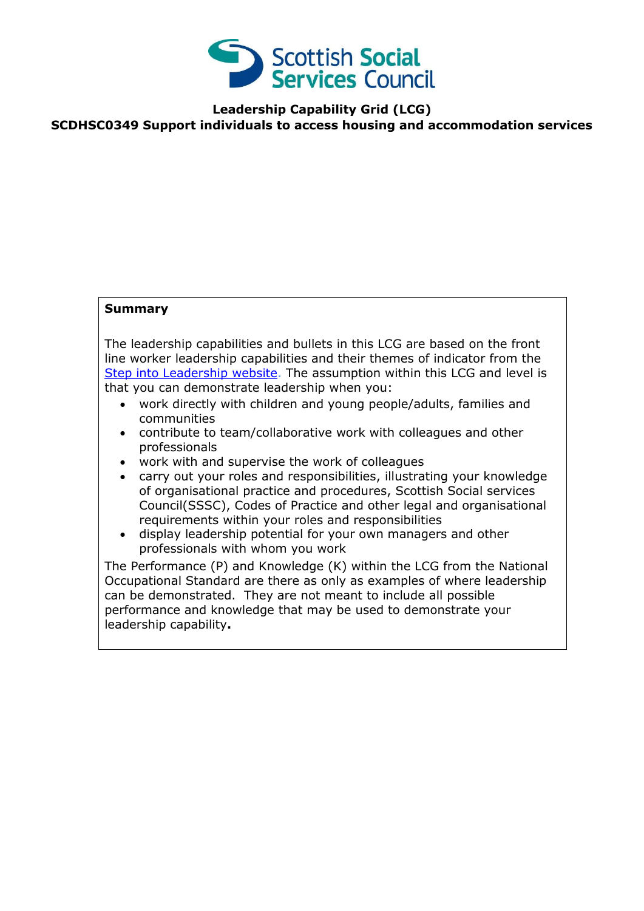# Leadership Capability Grid (LCG)

## SCDHSC0349 Support individuals to access housing and accommodation services

**Summary**

The leadership capabilities and bullets in this LCG are based on the front line worker leadership capabilities and their themes of indicator from the [Step into Leadership website](). The assumption within this LCG and level is that you can demonstrate leadership when you:

- work directly with children and young people/adults, families and communities
- contribute to team/collaborative work with colleagues and other professionals
- work with and supervise the work of colleagues
- carry out your roles and responsibilities, illustrating your knowledge of organisational practice and procedures, Scottish Social services Council(SSSC), Codes of Practice and other legal and organisational requirements within your roles and responsibilities
- display leadership potential for your own managers and other professionals with whom you work

The Performance (P) and Knowledge (K) within the LCG from the National Occupational Standard are there as only as examples of where leadership can be demonstrated. They are not meant to include all possible performance and knowledge that may be used to demonstrate your leadership capability**.**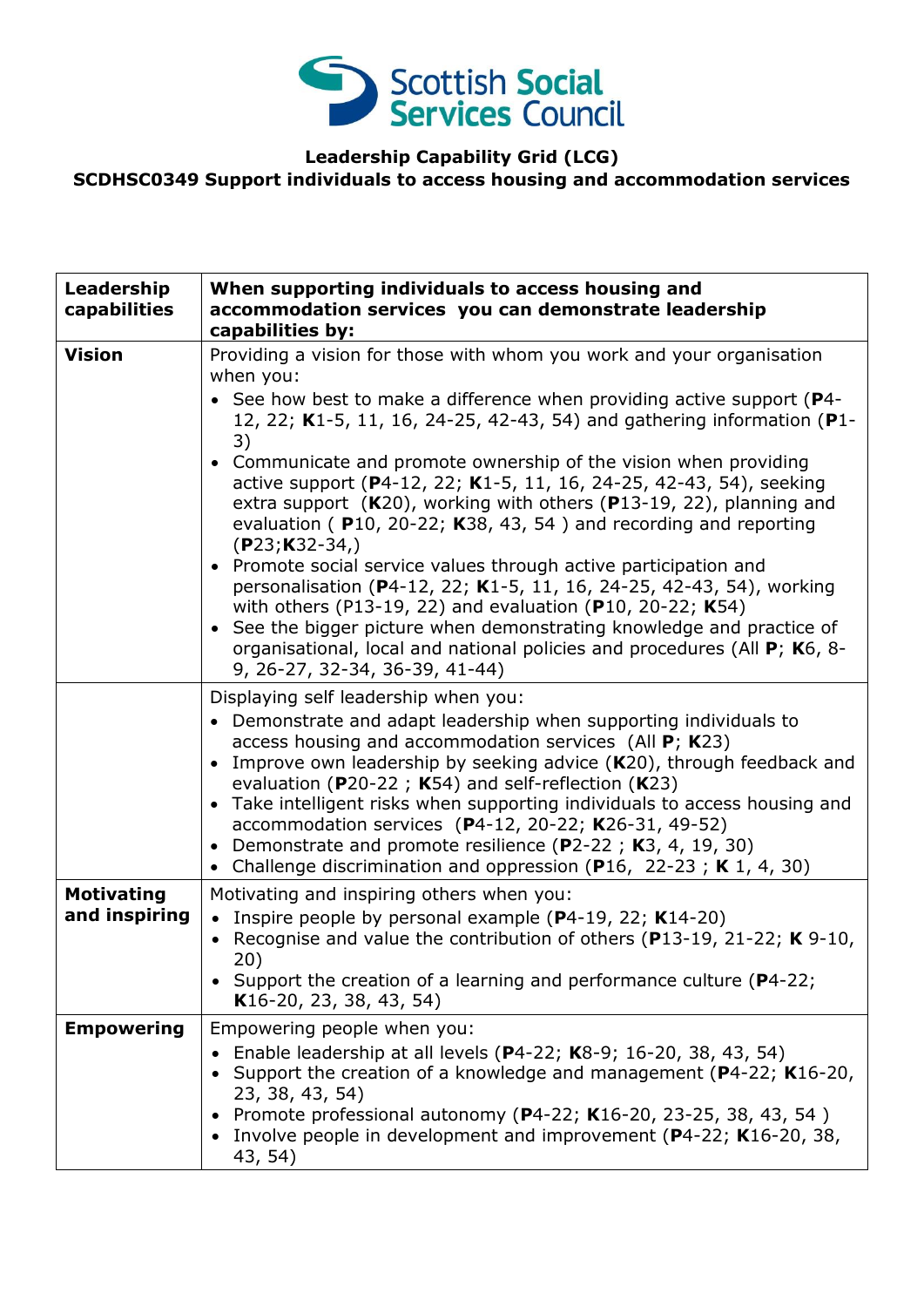**Leadership Capability Grid (LCG)**
**SCDHSC0349 Support individuals to access housing and accommodation services**

| Leadership capabilities | When supporting individuals to access housing and accommodation services you can demonstrate leadership capabilities by: |
|---|---|
| **Vision** | Providing a vision for those with whom you work and your organisation when you:<br>• See how best to make a difference when providing active support (**P**4-12, 22; **K**1-5, 11, 16, 24-25, 42-43, 54) and gathering information (**P**1-3)<br>• Communicate and promote ownership of the vision when providing active support (**P**4-12, 22; **K**1-5, 11, 16, 24-25, 42-43, 54), seeking extra support (**K**20), working with others (**P**13-19, 22), planning and evaluation ( **P**10, 20-22; **K**38, 43, 54 ) and recording and reporting (**P**23;**K**32-34,)<br>• Promote social service values through active participation and personalisation (**P**4-12, 22; **K**1-5, 11, 16, 24-25, 42-43, 54), working with others (P13-19, 22) and evaluation (**P**10, 20-22; **K**54)<br>• See the bigger picture when demonstrating knowledge and practice of organisational, local and national policies and procedures (All **P**; **K**6, 8-9, 26-27, 32-34, 36-39, 41-44) |
| | Displaying self leadership when you:<br>• Demonstrate and adapt leadership when supporting individuals to access housing and accommodation services (All **P**; **K**23)<br>• Improve own leadership by seeking advice (**K**20), through feedback and evaluation (**P**20-22 ; **K**54) and self-reflection (**K**23)<br>• Take intelligent risks when supporting individuals to access housing and accommodation services (**P**4-12, 20-22; **K**26-31, 49-52)<br>• Demonstrate and promote resilience (**P**2-22 ; **K**3, 4, 19, 30)<br>• Challenge discrimination and oppression (**P**16, 22-23 ; **K** 1, 4, 30) |
| **Motivating and inspiring** | Motivating and inspiring others when you:<br>• Inspire people by personal example (**P**4-19, 22; **K**14-20)<br>• Recognise and value the contribution of others (**P**13-19, 21-22; **K** 9-10, 20)<br>• Support the creation of a learning and performance culture (**P**4-22; **K**16-20, 23, 38, 43, 54) |
| **Empowering** | Empowering people when you:<br>• Enable leadership at all levels (**P**4-22; **K**8-9; 16-20, 38, 43, 54)<br>• Support the creation of a knowledge and management (**P**4-22; **K**16-20, 23, 38, 43, 54)<br>• Promote professional autonomy (**P**4-22; **K**16-20, 23-25, 38, 43, 54 )<br>• Involve people in development and improvement (**P**4-22; **K**16-20, 38, 43, 54) |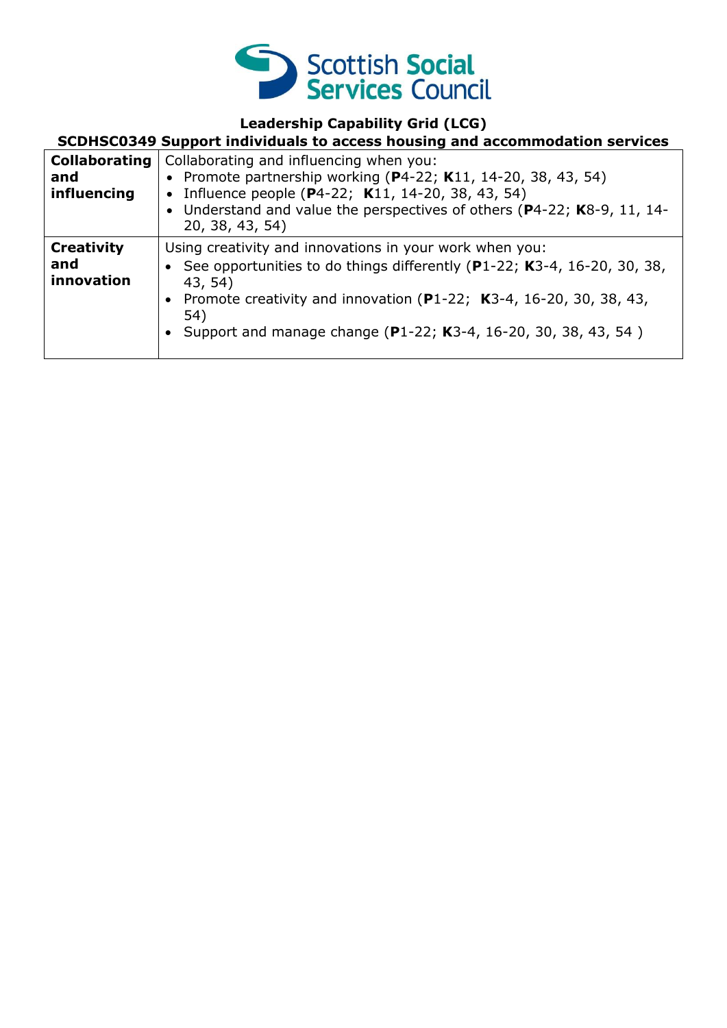Scottish Social Services Council

**Leadership Capability Grid (LCG)**

**SCDHSC0349 Support individuals to access housing and accommodation services**

| | |
|---|---|
| **Collaborating and influencing** | Collaborating and influencing when you:<br>• Promote partnership working (**P**4-22; **K**11, 14-20, 38, 43, 54)<br>• Influence people (**P**4-22; **K**11, 14-20, 38, 43, 54)<br>• Understand and value the perspectives of others (**P**4-22; **K**8-9, 11, 14-20, 38, 43, 54) |
| **Creativity and innovation** | Using creativity and innovations in your work when you:<br>• See opportunities to do things differently (**P**1-22; **K**3-4, 16-20, 30, 38, 43, 54)<br>• Promote creativity and innovation (**P**1-22; **K**3-4, 16-20, 30, 38, 43, 54)<br>• Support and manage change (**P**1-22; **K**3-4, 16-20, 30, 38, 43, 54 ) |